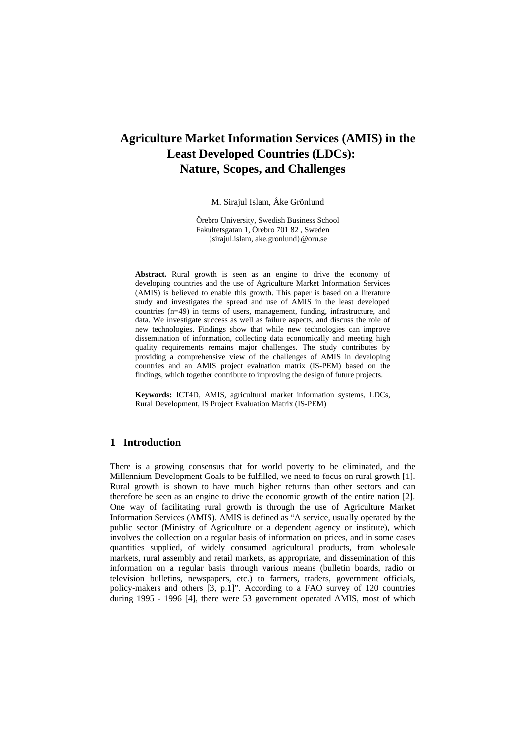# Agriculture Market Information Services (AMIS) in the Least Developed Countries (LDCs): Nature, Scopes, and Challenges

M. Sirajul Islam, Åke Grönlund

Örebro University, Swedish Business School
Fakultetsgatan 1, Örebro 701 82 , Sweden
{sirajul.islam, ake.gronlund}@oru.se

**Abstract.** Rural growth is seen as an engine to drive the economy of developing countries and the use of Agriculture Market Information Services (AMIS) is believed to enable this growth. This paper is based on a literature study and investigates the spread and use of AMIS in the least developed countries (n=49) in terms of users, management, funding, infrastructure, and data. We investigate success as well as failure aspects, and discuss the role of new technologies. Findings show that while new technologies can improve dissemination of information, collecting data economically and meeting high quality requirements remains major challenges. The study contributes by providing a comprehensive view of the challenges of AMIS in developing countries and an AMIS project evaluation matrix (IS-PEM) based on the findings, which together contribute to improving the design of future projects.

**Keywords:** ICT4D, AMIS, agricultural market information systems, LDCs, Rural Development, IS Project Evaluation Matrix (IS-PEM)

## 1 Introduction

There is a growing consensus that for world poverty to be eliminated, and the Millennium Development Goals to be fulfilled, we need to focus on rural growth [1]. Rural growth is shown to have much higher returns than other sectors and can therefore be seen as an engine to drive the economic growth of the entire nation [2]. One way of facilitating rural growth is through the use of Agriculture Market Information Services (AMIS). AMIS is defined as "A service, usually operated by the public sector (Ministry of Agriculture or a dependent agency or institute), which involves the collection on a regular basis of information on prices, and in some cases quantities supplied, of widely consumed agricultural products, from wholesale markets, rural assembly and retail markets, as appropriate, and dissemination of this information on a regular basis through various means (bulletin boards, radio or television bulletins, newspapers, etc.) to farmers, traders, government officials, policy-makers and others [3, p.1]". According to a FAO survey of 120 countries during 1995 - 1996 [4], there were 53 government operated AMIS, most of which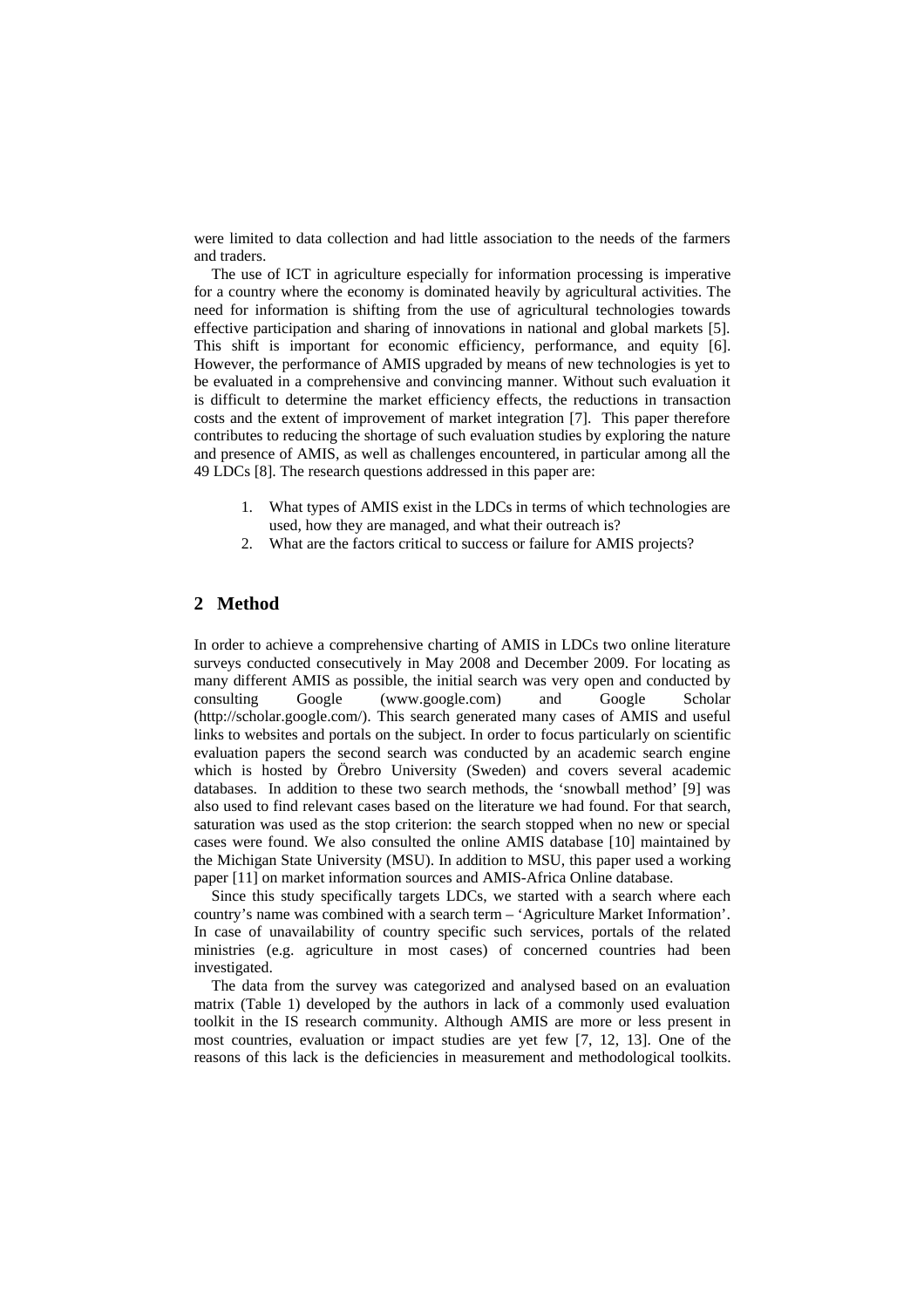were limited to data collection and had little association to the needs of the farmers and traders.

The use of ICT in agriculture especially for information processing is imperative for a country where the economy is dominated heavily by agricultural activities. The need for information is shifting from the use of agricultural technologies towards effective participation and sharing of innovations in national and global markets [5]. This shift is important for economic efficiency, performance, and equity [6]. However, the performance of AMIS upgraded by means of new technologies is yet to be evaluated in a comprehensive and convincing manner. Without such evaluation it is difficult to determine the market efficiency effects, the reductions in transaction costs and the extent of improvement of market integration [7]. This paper therefore contributes to reducing the shortage of such evaluation studies by exploring the nature and presence of AMIS, as well as challenges encountered, in particular among all the 49 LDCs [8]. The research questions addressed in this paper are:

1. What types of AMIS exist in the LDCs in terms of which technologies are used, how they are managed, and what their outreach is?
2. What are the factors critical to success or failure for AMIS projects?

## 2 Method

In order to achieve a comprehensive charting of AMIS in LDCs two online literature surveys conducted consecutively in May 2008 and December 2009. For locating as many different AMIS as possible, the initial search was very open and conducted by consulting Google (www.google.com) and Google Scholar (http://scholar.google.com/). This search generated many cases of AMIS and useful links to websites and portals on the subject. In order to focus particularly on scientific evaluation papers the second search was conducted by an academic search engine which is hosted by Örebro University (Sweden) and covers several academic databases. In addition to these two search methods, the 'snowball method' [9] was also used to find relevant cases based on the literature we had found. For that search, saturation was used as the stop criterion: the search stopped when no new or special cases were found. We also consulted the online AMIS database [10] maintained by the Michigan State University (MSU). In addition to MSU, this paper used a working paper [11] on market information sources and AMIS-Africa Online database.

Since this study specifically targets LDCs, we started with a search where each country's name was combined with a search term – 'Agriculture Market Information'. In case of unavailability of country specific such services, portals of the related ministries (e.g. agriculture in most cases) of concerned countries had been investigated.

The data from the survey was categorized and analysed based on an evaluation matrix (Table 1) developed by the authors in lack of a commonly used evaluation toolkit in the IS research community. Although AMIS are more or less present in most countries, evaluation or impact studies are yet few [7, 12, 13]. One of the reasons of this lack is the deficiencies in measurement and methodological toolkits.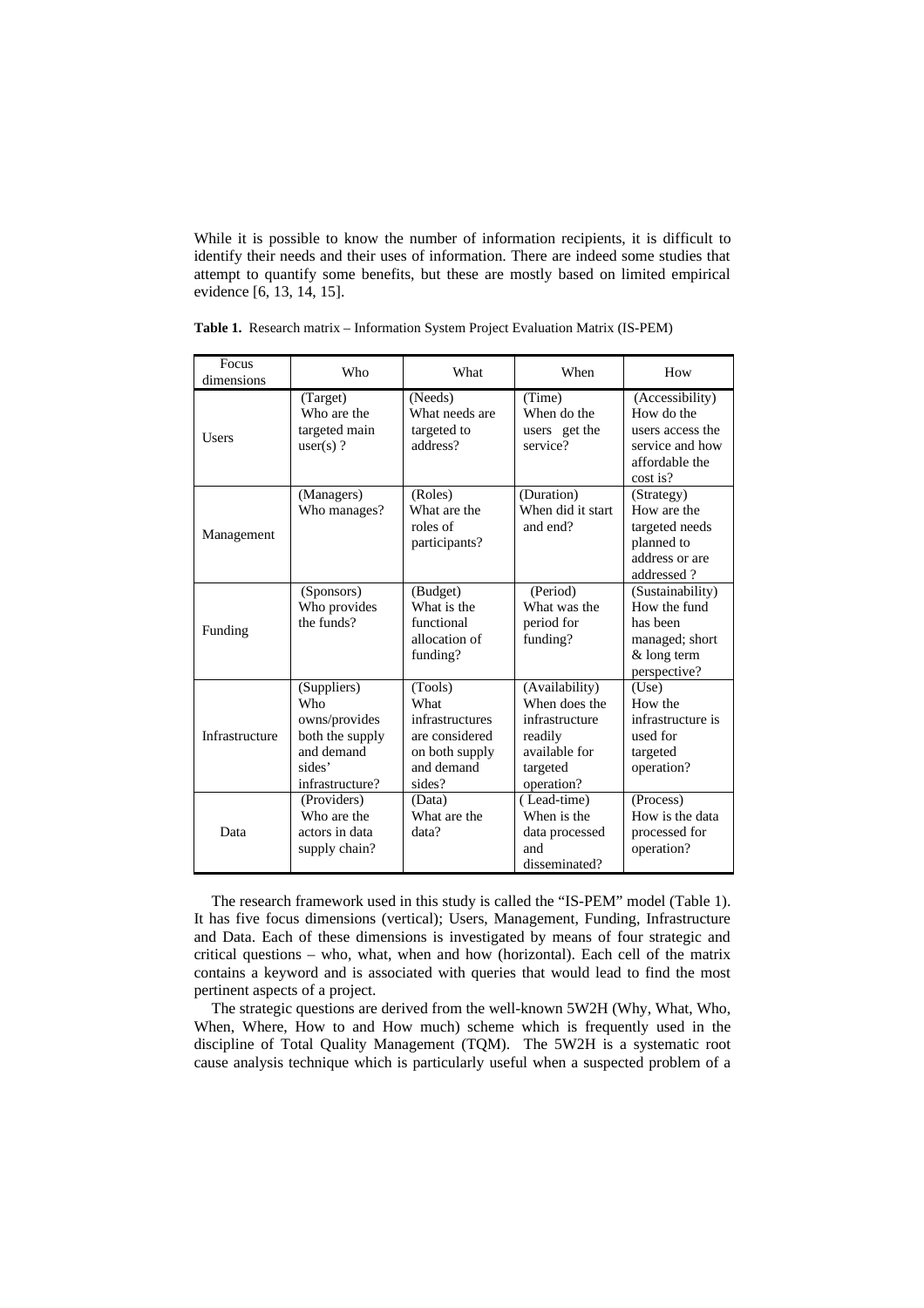While it is possible to know the number of information recipients, it is difficult to identify their needs and their uses of information. There are indeed some studies that attempt to quantify some benefits, but these are mostly based on limited empirical evidence [6, 13, 14, 15].

**Table 1.** Research matrix – Information System Project Evaluation Matrix (IS-PEM)

| Focus dimensions | Who | What | When | How |
|---|---|---|---|---|
| Users | (Target) Who are the targeted main user(s) ? | (Needs) What needs are targeted to address? | (Time) When do the users get the service? | (Accessibility) How do the users access the service and how affordable the cost is? |
| Management | (Managers) Who manages? | (Roles) What are the roles of participants? | (Duration) When did it start and end? | (Strategy) How are the targeted needs planned to address or are addressed ? |
| Funding | (Sponsors) Who provides the funds? | (Budget) What is the functional allocation of funding? | (Period) What was the period for funding? | (Sustainability) How the fund has been managed; short & long term perspective? |
| Infrastructure | (Suppliers) Who owns/provides both the supply and demand sides' infrastructure? | (Tools) What infrastructures are considered on both supply and demand sides? | (Availability) When does the infrastructure readily available for targeted operation? | (Use) How the infrastructure is used for targeted operation? |
| Data | (Providers) Who are the actors in data supply chain? | (Data) What are the data? | ( Lead-time) When is the data processed and disseminated? | (Process) How is the data processed for operation? |

The research framework used in this study is called the "IS-PEM" model (Table 1). It has five focus dimensions (vertical); Users, Management, Funding, Infrastructure and Data. Each of these dimensions is investigated by means of four strategic and critical questions – who, what, when and how (horizontal). Each cell of the matrix contains a keyword and is associated with queries that would lead to find the most pertinent aspects of a project.

The strategic questions are derived from the well-known 5W2H (Why, What, Who, When, Where, How to and How much) scheme which is frequently used in the discipline of Total Quality Management (TQM). The 5W2H is a systematic root cause analysis technique which is particularly useful when a suspected problem of a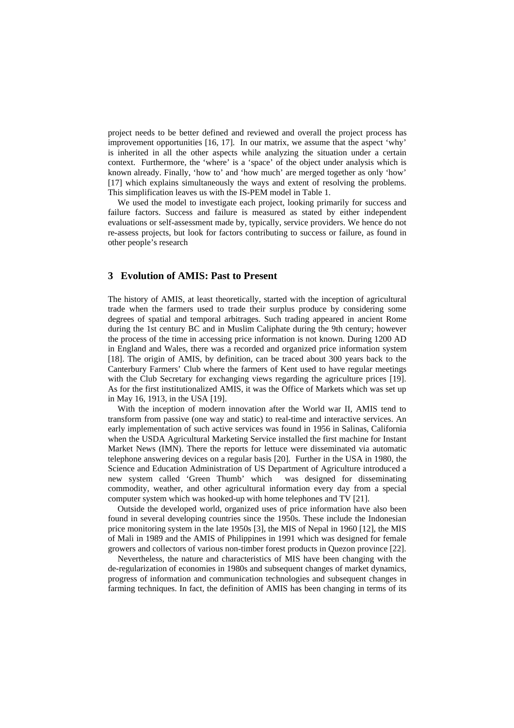project needs to be better defined and reviewed and overall the project process has improvement opportunities [16, 17]. In our matrix, we assume that the aspect 'why' is inherited in all the other aspects while analyzing the situation under a certain context. Furthermore, the 'where' is a 'space' of the object under analysis which is known already. Finally, 'how to' and 'how much' are merged together as only 'how' [17] which explains simultaneously the ways and extent of resolving the problems. This simplification leaves us with the IS-PEM model in Table 1.

We used the model to investigate each project, looking primarily for success and failure factors. Success and failure is measured as stated by either independent evaluations or self-assessment made by, typically, service providers. We hence do not re-assess projects, but look for factors contributing to success or failure, as found in other people's research

## 3 Evolution of AMIS: Past to Present

The history of AMIS, at least theoretically, started with the inception of agricultural trade when the farmers used to trade their surplus produce by considering some degrees of spatial and temporal arbitrages. Such trading appeared in ancient Rome during the 1st century BC and in Muslim Caliphate during the 9th century; however the process of the time in accessing price information is not known. During 1200 AD in England and Wales, there was a recorded and organized price information system [18]. The origin of AMIS, by definition, can be traced about 300 years back to the Canterbury Farmers' Club where the farmers of Kent used to have regular meetings with the Club Secretary for exchanging views regarding the agriculture prices [19]. As for the first institutionalized AMIS, it was the Office of Markets which was set up in May 16, 1913, in the USA [19].

With the inception of modern innovation after the World war II, AMIS tend to transform from passive (one way and static) to real-time and interactive services. An early implementation of such active services was found in 1956 in Salinas, California when the USDA Agricultural Marketing Service installed the first machine for Instant Market News (IMN). There the reports for lettuce were disseminated via automatic telephone answering devices on a regular basis [20]. Further in the USA in 1980, the Science and Education Administration of US Department of Agriculture introduced a new system called 'Green Thumb' which was designed for disseminating commodity, weather, and other agricultural information every day from a special computer system which was hooked-up with home telephones and TV [21].

Outside the developed world, organized uses of price information have also been found in several developing countries since the 1950s. These include the Indonesian price monitoring system in the late 1950s [3], the MIS of Nepal in 1960 [12], the MIS of Mali in 1989 and the AMIS of Philippines in 1991 which was designed for female growers and collectors of various non-timber forest products in Quezon province [22].

Nevertheless, the nature and characteristics of MIS have been changing with the de-regularization of economies in 1980s and subsequent changes of market dynamics, progress of information and communication technologies and subsequent changes in farming techniques. In fact, the definition of AMIS has been changing in terms of its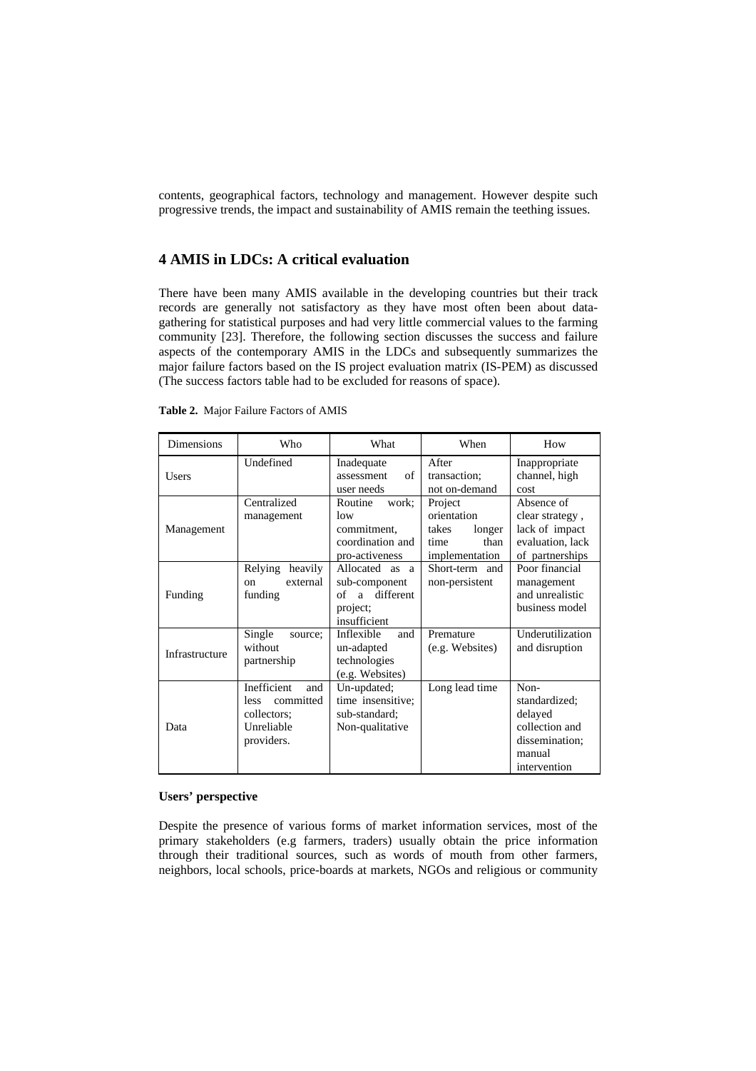contents, geographical factors, technology and management. However despite such progressive trends, the impact and sustainability of AMIS remain the teething issues.

## 4 AMIS in LDCs: A critical evaluation

There have been many AMIS available in the developing countries but their track records are generally not satisfactory as they have most often been about data-gathering for statistical purposes and had very little commercial values to the farming community [23]. Therefore, the following section discusses the success and failure aspects of the contemporary AMIS in the LDCs and subsequently summarizes the major failure factors based on the IS project evaluation matrix (IS-PEM) as discussed (The success factors table had to be excluded for reasons of space).

**Table 2.** Major Failure Factors of AMIS

| Dimensions | Who | What | When | How |
|---|---|---|---|---|
| Users | Undefined | Inadequate assessment of user needs | After transaction; not on-demand | Inappropriate channel, high cost |
| Management | Centralized management | Routine work; low commitment, coordination and pro-activeness | Project orientation takes longer time than implementation | Absence of clear strategy , lack of impact evaluation, lack of partnerships |
| Funding | Relying heavily on external funding | Allocated as a sub-component of a different project; insufficient | Short-term and non-persistent | Poor financial management and unrealistic business model |
| Infrastructure | Single source; without partnership | Inflexible and un-adapted technologies (e.g. Websites) | Premature (e.g. Websites) | Underutilization and disruption |
| Data | Inefficient and less committed collectors; Unreliable providers. | Un-updated; time insensitive; sub-standard; Non-qualitative | Long lead time | Non-standardized; delayed collection and dissemination; manual intervention |

**Users' perspective**

Despite the presence of various forms of market information services, most of the primary stakeholders (e.g farmers, traders) usually obtain the price information through their traditional sources, such as words of mouth from other farmers, neighbors, local schools, price-boards at markets, NGOs and religious or community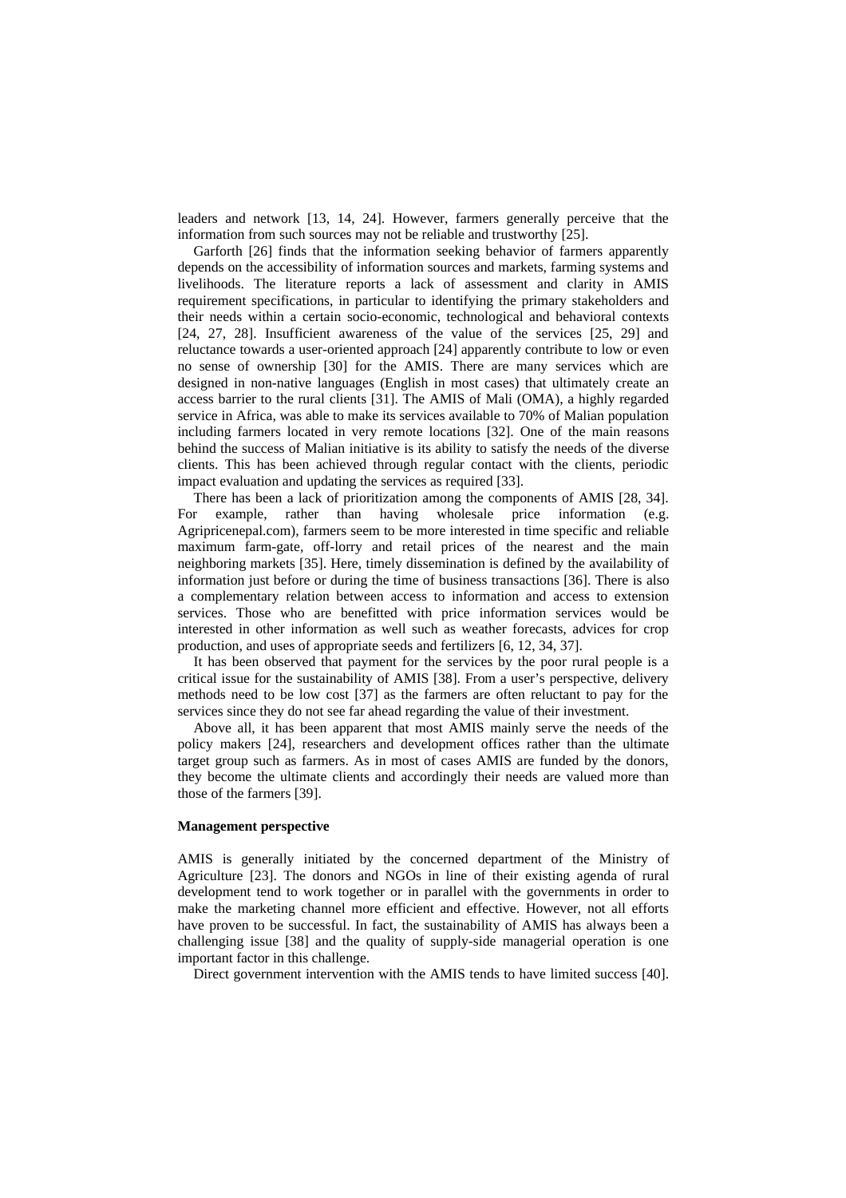leaders and network [13, 14, 24]. However, farmers generally perceive that the information from such sources may not be reliable and trustworthy [25].

Garforth [26] finds that the information seeking behavior of farmers apparently depends on the accessibility of information sources and markets, farming systems and livelihoods. The literature reports a lack of assessment and clarity in AMIS requirement specifications, in particular to identifying the primary stakeholders and their needs within a certain socio-economic, technological and behavioral contexts [24, 27, 28]. Insufficient awareness of the value of the services [25, 29] and reluctance towards a user-oriented approach [24] apparently contribute to low or even no sense of ownership [30] for the AMIS. There are many services which are designed in non-native languages (English in most cases) that ultimately create an access barrier to the rural clients [31]. The AMIS of Mali (OMA), a highly regarded service in Africa, was able to make its services available to 70% of Malian population including farmers located in very remote locations [32]. One of the main reasons behind the success of Malian initiative is its ability to satisfy the needs of the diverse clients. This has been achieved through regular contact with the clients, periodic impact evaluation and updating the services as required [33].

There has been a lack of prioritization among the components of AMIS [28, 34]. For example, rather than having wholesale price information (e.g. Agripricenepal.com), farmers seem to be more interested in time specific and reliable maximum farm-gate, off-lorry and retail prices of the nearest and the main neighboring markets [35]. Here, timely dissemination is defined by the availability of information just before or during the time of business transactions [36]. There is also a complementary relation between access to information and access to extension services. Those who are benefitted with price information services would be interested in other information as well such as weather forecasts, advices for crop production, and uses of appropriate seeds and fertilizers [6, 12, 34, 37].

It has been observed that payment for the services by the poor rural people is a critical issue for the sustainability of AMIS [38]. From a user's perspective, delivery methods need to be low cost [37] as the farmers are often reluctant to pay for the services since they do not see far ahead regarding the value of their investment.

Above all, it has been apparent that most AMIS mainly serve the needs of the policy makers [24], researchers and development offices rather than the ultimate target group such as farmers. As in most of cases AMIS are funded by the donors, they become the ultimate clients and accordingly their needs are valued more than those of the farmers [39].

**Management perspective**

AMIS is generally initiated by the concerned department of the Ministry of Agriculture [23]. The donors and NGOs in line of their existing agenda of rural development tend to work together or in parallel with the governments in order to make the marketing channel more efficient and effective. However, not all efforts have proven to be successful. In fact, the sustainability of AMIS has always been a challenging issue [38] and the quality of supply-side managerial operation is one important factor in this challenge.

Direct government intervention with the AMIS tends to have limited success [40].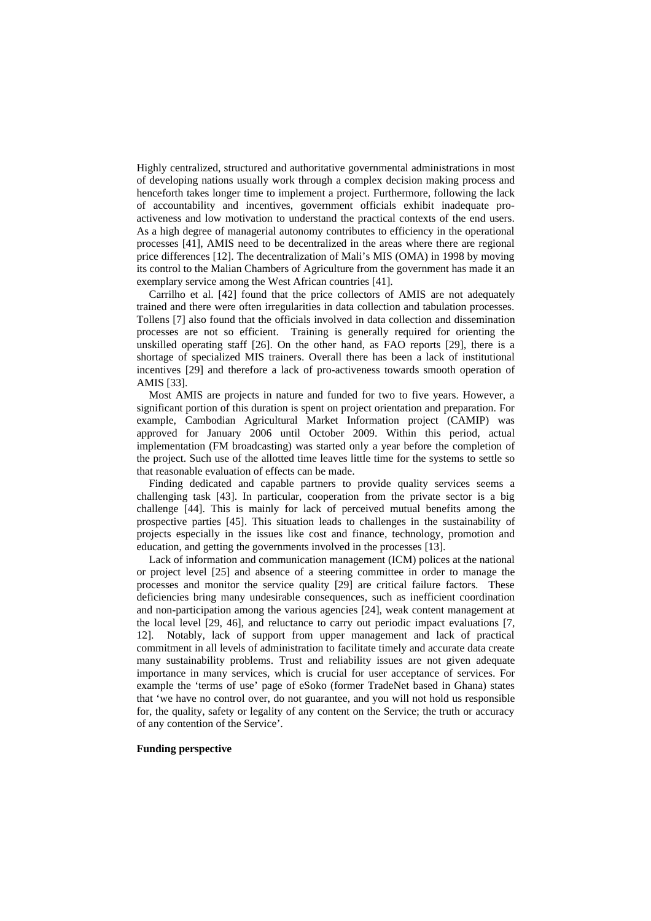Highly centralized, structured and authoritative governmental administrations in most of developing nations usually work through a complex decision making process and henceforth takes longer time to implement a project. Furthermore, following the lack of accountability and incentives, government officials exhibit inadequate pro-activeness and low motivation to understand the practical contexts of the end users. As a high degree of managerial autonomy contributes to efficiency in the operational processes [41], AMIS need to be decentralized in the areas where there are regional price differences [12]. The decentralization of Mali's MIS (OMA) in 1998 by moving its control to the Malian Chambers of Agriculture from the government has made it an exemplary service among the West African countries [41].

Carrilho et al. [42] found that the price collectors of AMIS are not adequately trained and there were often irregularities in data collection and tabulation processes. Tollens [7] also found that the officials involved in data collection and dissemination processes are not so efficient. Training is generally required for orienting the unskilled operating staff [26]. On the other hand, as FAO reports [29], there is a shortage of specialized MIS trainers. Overall there has been a lack of institutional incentives [29] and therefore a lack of pro-activeness towards smooth operation of AMIS [33].

Most AMIS are projects in nature and funded for two to five years. However, a significant portion of this duration is spent on project orientation and preparation. For example, Cambodian Agricultural Market Information project (CAMIP) was approved for January 2006 until October 2009. Within this period, actual implementation (FM broadcasting) was started only a year before the completion of the project. Such use of the allotted time leaves little time for the systems to settle so that reasonable evaluation of effects can be made.

Finding dedicated and capable partners to provide quality services seems a challenging task [43]. In particular, cooperation from the private sector is a big challenge [44]. This is mainly for lack of perceived mutual benefits among the prospective parties [45]. This situation leads to challenges in the sustainability of projects especially in the issues like cost and finance, technology, promotion and education, and getting the governments involved in the processes [13].

Lack of information and communication management (ICM) polices at the national or project level [25] and absence of a steering committee in order to manage the processes and monitor the service quality [29] are critical failure factors. These deficiencies bring many undesirable consequences, such as inefficient coordination and non-participation among the various agencies [24], weak content management at the local level [29, 46], and reluctance to carry out periodic impact evaluations [7, 12]. Notably, lack of support from upper management and lack of practical commitment in all levels of administration to facilitate timely and accurate data create many sustainability problems. Trust and reliability issues are not given adequate importance in many services, which is crucial for user acceptance of services. For example the 'terms of use' page of eSoko (former TradeNet based in Ghana) states that 'we have no control over, do not guarantee, and you will not hold us responsible for, the quality, safety or legality of any content on the Service; the truth or accuracy of any contention of the Service'.

**Funding perspective**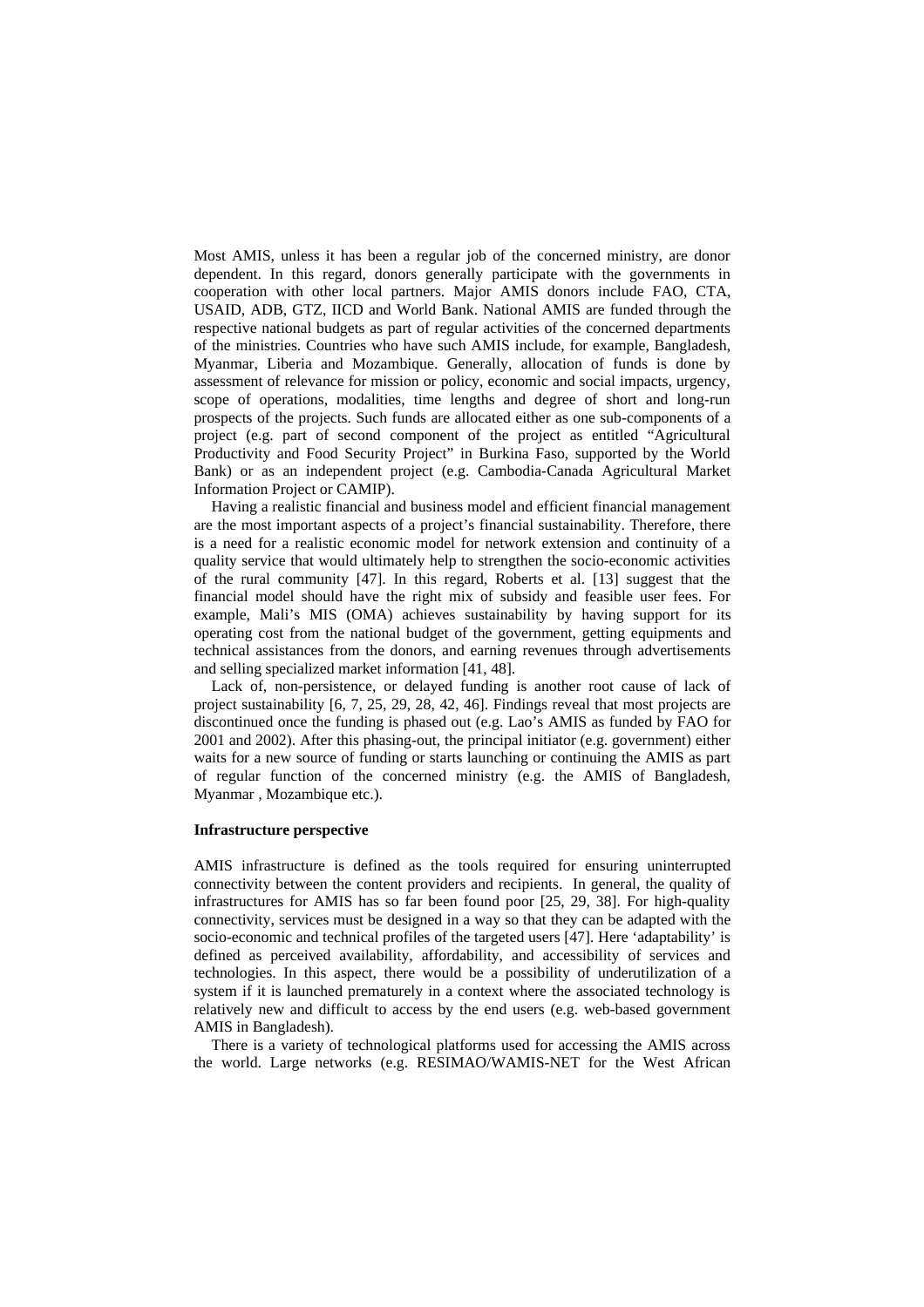Most AMIS, unless it has been a regular job of the concerned ministry, are donor dependent. In this regard, donors generally participate with the governments in cooperation with other local partners. Major AMIS donors include FAO, CTA, USAID, ADB, GTZ, IICD and World Bank. National AMIS are funded through the respective national budgets as part of regular activities of the concerned departments of the ministries. Countries who have such AMIS include, for example, Bangladesh, Myanmar, Liberia and Mozambique. Generally, allocation of funds is done by assessment of relevance for mission or policy, economic and social impacts, urgency, scope of operations, modalities, time lengths and degree of short and long-run prospects of the projects. Such funds are allocated either as one sub-components of a project (e.g. part of second component of the project as entitled "Agricultural Productivity and Food Security Project" in Burkina Faso, supported by the World Bank) or as an independent project (e.g. Cambodia-Canada Agricultural Market Information Project or CAMIP).

Having a realistic financial and business model and efficient financial management are the most important aspects of a project's financial sustainability. Therefore, there is a need for a realistic economic model for network extension and continuity of a quality service that would ultimately help to strengthen the socio-economic activities of the rural community [47]. In this regard, Roberts et al. [13] suggest that the financial model should have the right mix of subsidy and feasible user fees. For example, Mali's MIS (OMA) achieves sustainability by having support for its operating cost from the national budget of the government, getting equipments and technical assistances from the donors, and earning revenues through advertisements and selling specialized market information [41, 48].

Lack of, non-persistence, or delayed funding is another root cause of lack of project sustainability [6, 7, 25, 29, 28, 42, 46]. Findings reveal that most projects are discontinued once the funding is phased out (e.g. Lao's AMIS as funded by FAO for 2001 and 2002). After this phasing-out, the principal initiator (e.g. government) either waits for a new source of funding or starts launching or continuing the AMIS as part of regular function of the concerned ministry (e.g. the AMIS of Bangladesh, Myanmar , Mozambique etc.).

**Infrastructure perspective**

AMIS infrastructure is defined as the tools required for ensuring uninterrupted connectivity between the content providers and recipients. In general, the quality of infrastructures for AMIS has so far been found poor [25, 29, 38]. For high-quality connectivity, services must be designed in a way so that they can be adapted with the socio-economic and technical profiles of the targeted users [47]. Here 'adaptability' is defined as perceived availability, affordability, and accessibility of services and technologies. In this aspect, there would be a possibility of underutilization of a system if it is launched prematurely in a context where the associated technology is relatively new and difficult to access by the end users (e.g. web-based government AMIS in Bangladesh).

There is a variety of technological platforms used for accessing the AMIS across the world. Large networks (e.g. RESIMAO/WAMIS-NET for the West African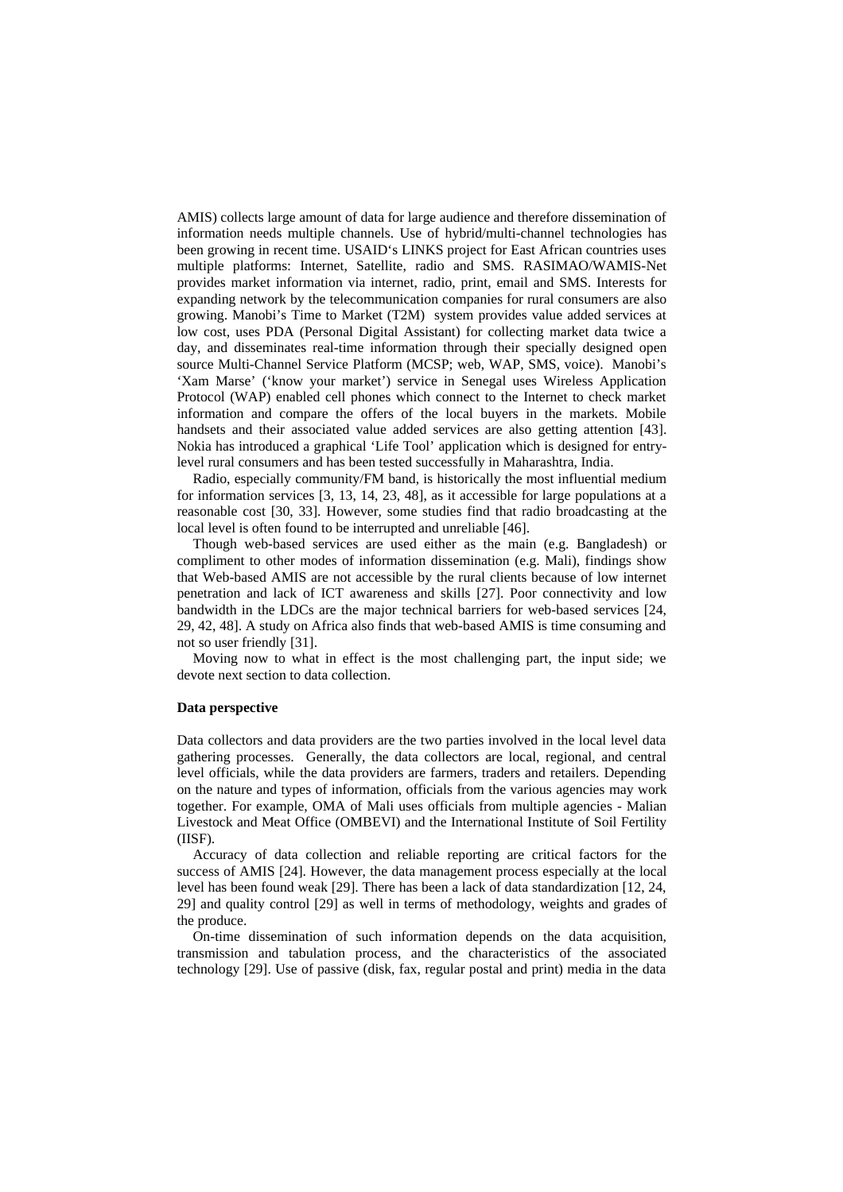AMIS) collects large amount of data for large audience and therefore dissemination of information needs multiple channels. Use of hybrid/multi-channel technologies has been growing in recent time. USAID's LINKS project for East African countries uses multiple platforms: Internet, Satellite, radio and SMS. RASIMAO/WAMIS-Net provides market information via internet, radio, print, email and SMS. Interests for expanding network by the telecommunication companies for rural consumers are also growing. Manobi's Time to Market (T2M) system provides value added services at low cost, uses PDA (Personal Digital Assistant) for collecting market data twice a day, and disseminates real-time information through their specially designed open source Multi-Channel Service Platform (MCSP; web, WAP, SMS, voice). Manobi's 'Xam Marse' ('know your market') service in Senegal uses Wireless Application Protocol (WAP) enabled cell phones which connect to the Internet to check market information and compare the offers of the local buyers in the markets. Mobile handsets and their associated value added services are also getting attention [43]. Nokia has introduced a graphical 'Life Tool' application which is designed for entry-level rural consumers and has been tested successfully in Maharashtra, India.

Radio, especially community/FM band, is historically the most influential medium for information services [3, 13, 14, 23, 48], as it accessible for large populations at a reasonable cost [30, 33]. However, some studies find that radio broadcasting at the local level is often found to be interrupted and unreliable [46].

Though web-based services are used either as the main (e.g. Bangladesh) or compliment to other modes of information dissemination (e.g. Mali), findings show that Web-based AMIS are not accessible by the rural clients because of low internet penetration and lack of ICT awareness and skills [27]. Poor connectivity and low bandwidth in the LDCs are the major technical barriers for web-based services [24, 29, 42, 48]. A study on Africa also finds that web-based AMIS is time consuming and not so user friendly [31].

Moving now to what in effect is the most challenging part, the input side; we devote next section to data collection.

### Data perspective

Data collectors and data providers are the two parties involved in the local level data gathering processes. Generally, the data collectors are local, regional, and central level officials, while the data providers are farmers, traders and retailers. Depending on the nature and types of information, officials from the various agencies may work together. For example, OMA of Mali uses officials from multiple agencies - Malian Livestock and Meat Office (OMBEVI) and the International Institute of Soil Fertility (IISF).

Accuracy of data collection and reliable reporting are critical factors for the success of AMIS [24]. However, the data management process especially at the local level has been found weak [29]. There has been a lack of data standardization [12, 24, 29] and quality control [29] as well in terms of methodology, weights and grades of the produce.

On-time dissemination of such information depends on the data acquisition, transmission and tabulation process, and the characteristics of the associated technology [29]. Use of passive (disk, fax, regular postal and print) media in the data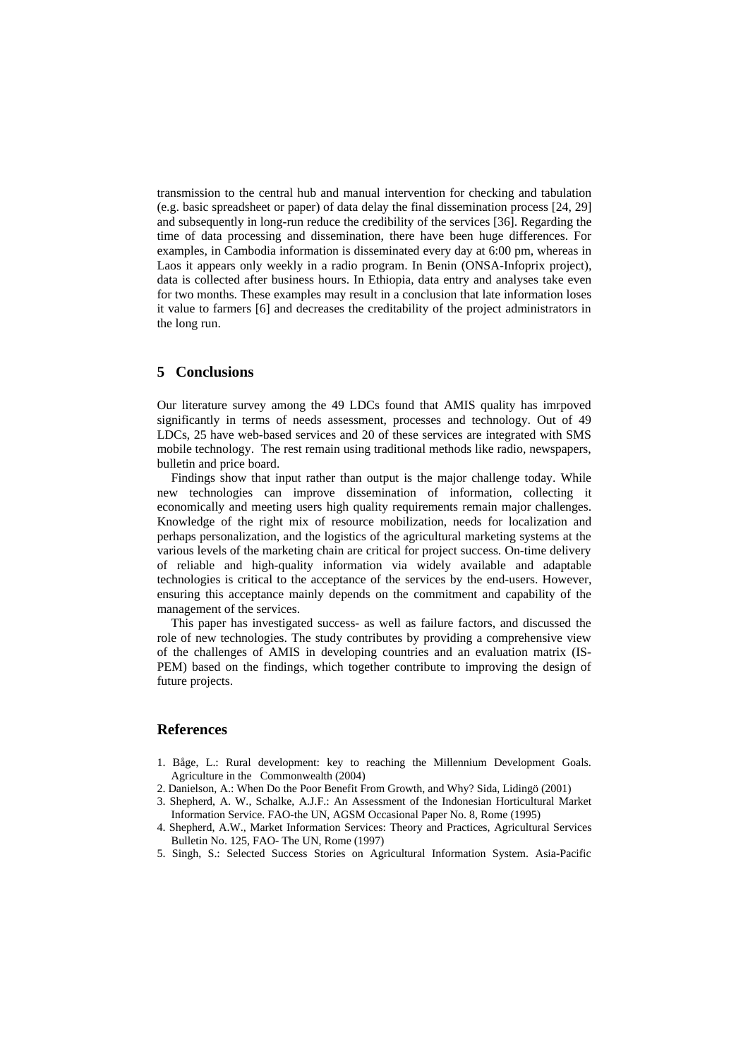transmission to the central hub and manual intervention for checking and tabulation (e.g. basic spreadsheet or paper) of data delay the final dissemination process [24, 29] and subsequently in long-run reduce the credibility of the services [36]. Regarding the time of data processing and dissemination, there have been huge differences. For examples, in Cambodia information is disseminated every day at 6:00 pm, whereas in Laos it appears only weekly in a radio program. In Benin (ONSA-Infoprix project), data is collected after business hours. In Ethiopia, data entry and analyses take even for two months. These examples may result in a conclusion that late information loses it value to farmers [6] and decreases the creditability of the project administrators in the long run.

## 5 Conclusions

Our literature survey among the 49 LDCs found that AMIS quality has imrpoved significantly in terms of needs assessment, processes and technology. Out of 49 LDCs, 25 have web-based services and 20 of these services are integrated with SMS mobile technology. The rest remain using traditional methods like radio, newspapers, bulletin and price board.

Findings show that input rather than output is the major challenge today. While new technologies can improve dissemination of information, collecting it economically and meeting users high quality requirements remain major challenges. Knowledge of the right mix of resource mobilization, needs for localization and perhaps personalization, and the logistics of the agricultural marketing systems at the various levels of the marketing chain are critical for project success. On-time delivery of reliable and high-quality information via widely available and adaptable technologies is critical to the acceptance of the services by the end-users. However, ensuring this acceptance mainly depends on the commitment and capability of the management of the services.

This paper has investigated success- as well as failure factors, and discussed the role of new technologies. The study contributes by providing a comprehensive view of the challenges of AMIS in developing countries and an evaluation matrix (IS-PEM) based on the findings, which together contribute to improving the design of future projects.

## References

1. Båge, L.: Rural development: key to reaching the Millennium Development Goals. Agriculture in the Commonwealth (2004)
2. Danielson, A.: When Do the Poor Benefit From Growth, and Why? Sida, Lidingö (2001)
3. Shepherd, A. W., Schalke, A.J.F.: An Assessment of the Indonesian Horticultural Market Information Service. FAO-the UN, AGSM Occasional Paper No. 8, Rome (1995)
4. Shepherd, A.W., Market Information Services: Theory and Practices, Agricultural Services Bulletin No. 125, FAO- The UN, Rome (1997)
5. Singh, S.: Selected Success Stories on Agricultural Information System. Asia-Pacific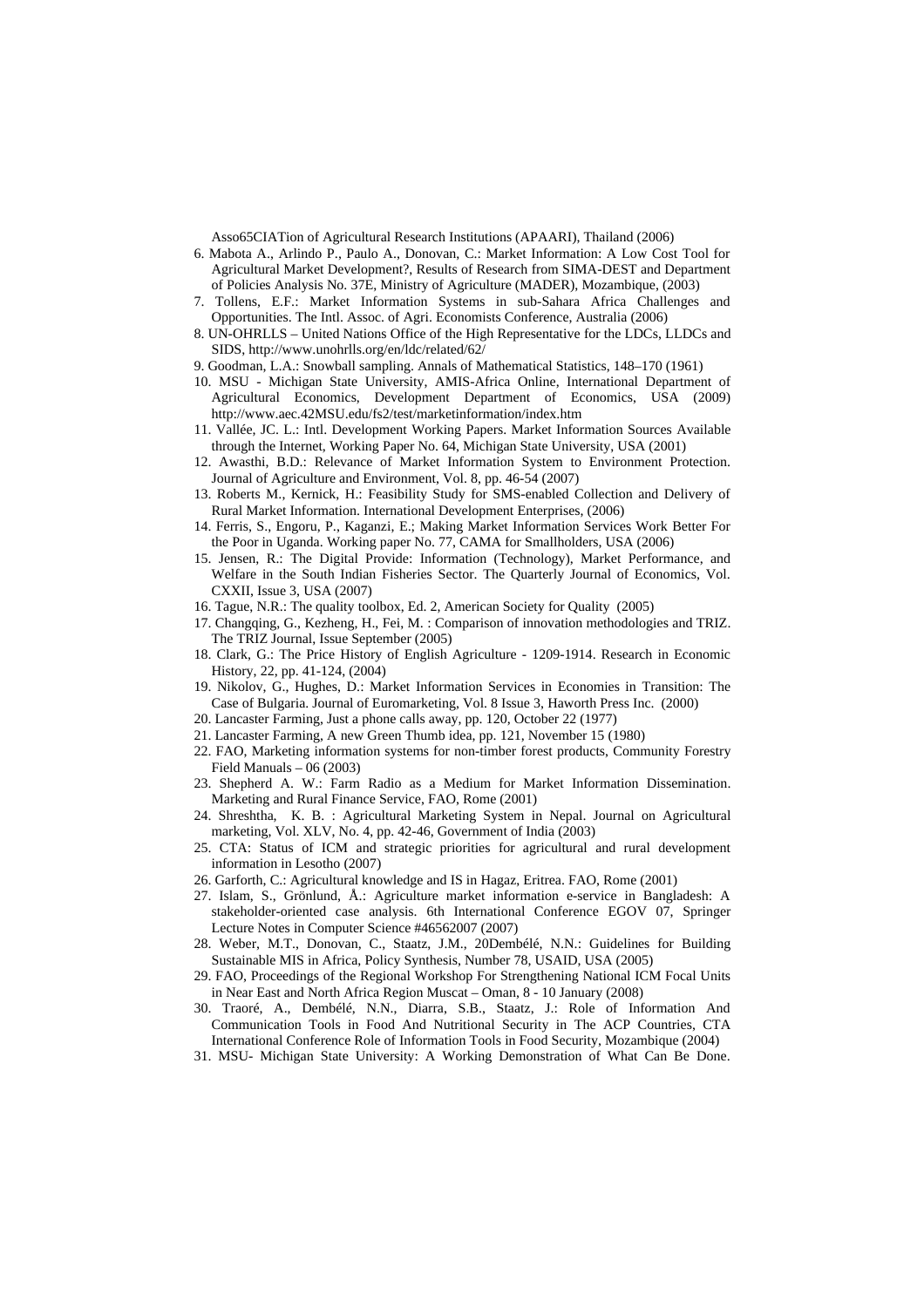Asso65CIATion of Agricultural Research Institutions (APAARI), Thailand (2006)

6. Mabota A., Arlindo P., Paulo A., Donovan, C.: Market Information: A Low Cost Tool for Agricultural Market Development?, Results of Research from SIMA-DEST and Department of Policies Analysis No. 37E, Ministry of Agriculture (MADER), Mozambique, (2003)
7. Tollens, E.F.: Market Information Systems in sub-Sahara Africa Challenges and Opportunities. The Intl. Assoc. of Agri. Economists Conference, Australia (2006)
8. UN-OHRLLS – United Nations Office of the High Representative for the LDCs, LLDCs and SIDS, http://www.unohrlls.org/en/ldc/related/62/
9. Goodman, L.A.: Snowball sampling. Annals of Mathematical Statistics, 148–170 (1961)
10. MSU - Michigan State University, AMIS-Africa Online, International Department of Agricultural Economics, Development Department of Economics, USA (2009) http://www.aec.42MSU.edu/fs2/test/marketinformation/index.htm
11. Vallée, JC. L.: Intl. Development Working Papers. Market Information Sources Available through the Internet, Working Paper No. 64, Michigan State University, USA (2001)
12. Awasthi, B.D.: Relevance of Market Information System to Environment Protection. Journal of Agriculture and Environment, Vol. 8, pp. 46-54 (2007)
13. Roberts M., Kernick, H.: Feasibility Study for SMS-enabled Collection and Delivery of Rural Market Information. International Development Enterprises, (2006)
14. Ferris, S., Engoru, P., Kaganzi, E.; Making Market Information Services Work Better For the Poor in Uganda. Working paper No. 77, CAMA for Smallholders, USA (2006)
15. Jensen, R.: The Digital Provide: Information (Technology), Market Performance, and Welfare in the South Indian Fisheries Sector. The Quarterly Journal of Economics, Vol. CXXII, Issue 3, USA (2007)
16. Tague, N.R.: The quality toolbox, Ed. 2, American Society for Quality (2005)
17. Changqing, G., Kezheng, H., Fei, M. : Comparison of innovation methodologies and TRIZ. The TRIZ Journal, Issue September (2005)
18. Clark, G.: The Price History of English Agriculture - 1209-1914. Research in Economic History, 22, pp. 41-124, (2004)
19. Nikolov, G., Hughes, D.: Market Information Services in Economies in Transition: The Case of Bulgaria. Journal of Euromarketing, Vol. 8 Issue 3, Haworth Press Inc. (2000)
20. Lancaster Farming, Just a phone calls away, pp. 120, October 22 (1977)
21. Lancaster Farming, A new Green Thumb idea, pp. 121, November 15 (1980)
22. FAO, Marketing information systems for non-timber forest products, Community Forestry Field Manuals – 06 (2003)
23. Shepherd A. W.: Farm Radio as a Medium for Market Information Dissemination. Marketing and Rural Finance Service, FAO, Rome (2001)
24. Shreshtha, K. B. : Agricultural Marketing System in Nepal. Journal on Agricultural marketing, Vol. XLV, No. 4, pp. 42-46, Government of India (2003)
25. CTA: Status of ICM and strategic priorities for agricultural and rural development information in Lesotho (2007)
26. Garforth, C.: Agricultural knowledge and IS in Hagaz, Eritrea. FAO, Rome (2001)
27. Islam, S., Grönlund, Å.: Agriculture market information e-service in Bangladesh: A stakeholder-oriented case analysis. 6th International Conference EGOV 07, Springer Lecture Notes in Computer Science #46562007 (2007)
28. Weber, M.T., Donovan, C., Staatz, J.M., 20Dembélé, N.N.: Guidelines for Building Sustainable MIS in Africa, Policy Synthesis, Number 78, USAID, USA (2005)
29. FAO, Proceedings of the Regional Workshop For Strengthening National ICM Focal Units in Near East and North Africa Region Muscat – Oman, 8 - 10 January (2008)
30. Traoré, A., Dembélé, N.N., Diarra, S.B., Staatz, J.: Role of Information And Communication Tools in Food And Nutritional Security in The ACP Countries, CTA International Conference Role of Information Tools in Food Security, Mozambique (2004)
31. MSU- Michigan State University: A Working Demonstration of What Can Be Done.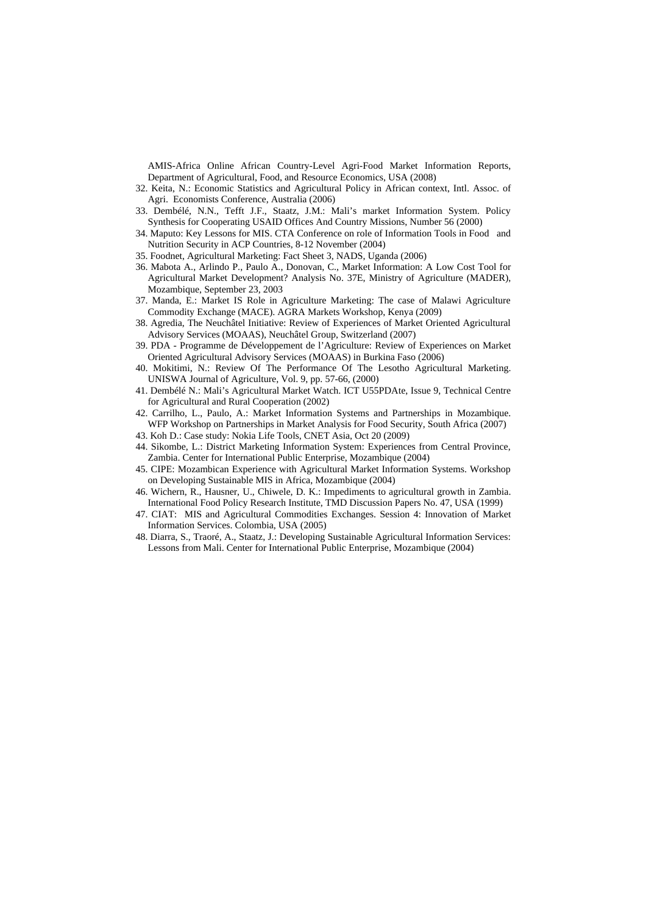AMIS-Africa Online African Country-Level Agri-Food Market Information Reports, Department of Agricultural, Food, and Resource Economics, USA (2008)

32. Keita, N.: Economic Statistics and Agricultural Policy in African context, Intl. Assoc. of Agri. Economists Conference, Australia (2006)
33. Dembélé, N.N., Tefft J.F., Staatz, J.M.: Mali's market Information System. Policy Synthesis for Cooperating USAID Offices And Country Missions, Number 56 (2000)
34. Maputo: Key Lessons for MIS. CTA Conference on role of Information Tools in Food and Nutrition Security in ACP Countries, 8-12 November (2004)
35. Foodnet, Agricultural Marketing: Fact Sheet 3, NADS, Uganda (2006)
36. Mabota A., Arlindo P., Paulo A., Donovan, C., Market Information: A Low Cost Tool for Agricultural Market Development? Analysis No. 37E, Ministry of Agriculture (MADER), Mozambique, September 23, 2003
37. Manda, E.: Market IS Role in Agriculture Marketing: The case of Malawi Agriculture Commodity Exchange (MACE). AGRA Markets Workshop, Kenya (2009)
38. Agredia, The Neuchâtel Initiative: Review of Experiences of Market Oriented Agricultural Advisory Services (MOAAS), Neuchâtel Group, Switzerland (2007)
39. PDA - Programme de Développement de l'Agriculture: Review of Experiences on Market Oriented Agricultural Advisory Services (MOAAS) in Burkina Faso (2006)
40. Mokitimi, N.: Review Of The Performance Of The Lesotho Agricultural Marketing. UNISWA Journal of Agriculture, Vol. 9, pp. 57-66, (2000)
41. Dembélé N.: Mali's Agricultural Market Watch. ICT U55PDAte, Issue 9, Technical Centre for Agricultural and Rural Cooperation (2002)
42. Carrilho, L., Paulo, A.: Market Information Systems and Partnerships in Mozambique. WFP Workshop on Partnerships in Market Analysis for Food Security, South Africa (2007)
43. Koh D.: Case study: Nokia Life Tools, CNET Asia, Oct 20 (2009)
44. Sikombe, L.: District Marketing Information System: Experiences from Central Province, Zambia. Center for International Public Enterprise, Mozambique (2004)
45. CIPE: Mozambican Experience with Agricultural Market Information Systems. Workshop on Developing Sustainable MIS in Africa, Mozambique (2004)
46. Wichern, R., Hausner, U., Chiwele, D. K.: Impediments to agricultural growth in Zambia. International Food Policy Research Institute, TMD Discussion Papers No. 47, USA (1999)
47. CIAT: MIS and Agricultural Commodities Exchanges. Session 4: Innovation of Market Information Services. Colombia, USA (2005)
48. Diarra, S., Traoré, A., Staatz, J.: Developing Sustainable Agricultural Information Services: Lessons from Mali. Center for International Public Enterprise, Mozambique (2004)